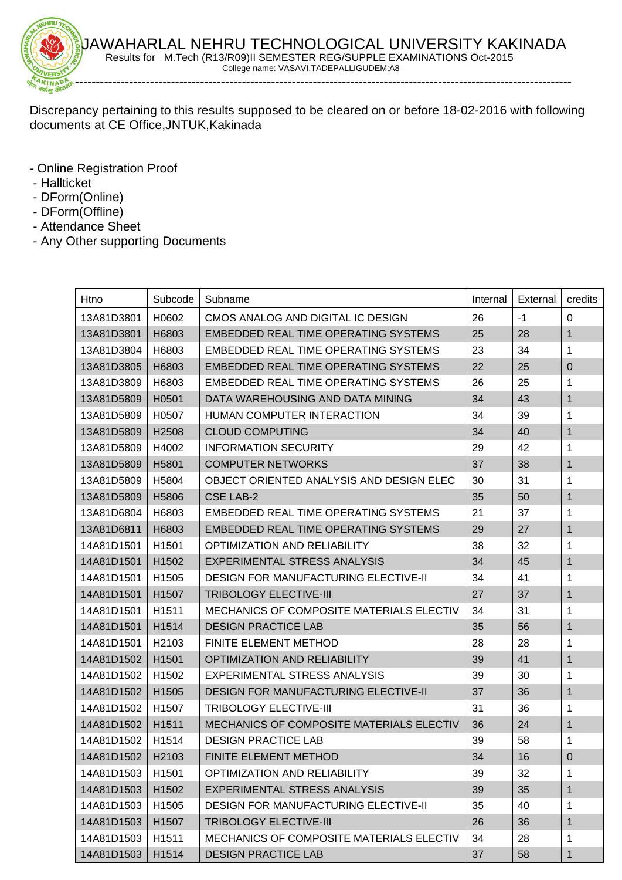# JAWAHARLAL NEHRU TECHNOLOGICAL UNIVERSITY KAKINADA

Results for M.Tech (R13/R09)II SEMESTER REG/SUPPLE EXAMINATIONS Oct-2015

College name: VASAVI,TADEPALLIGUDEM:A8

---

Discrepancy pertaining to this results supposed to be cleared on or before 18-02-2016 with following documents at CE Office,JNTUK,Kakinada

- Online Registration Proof
- Hallticket
- DForm(Online)
- DForm(Offline)
- Attendance Sheet
- Any Other supporting Documents

| Htno | Subcode | Subname | Internal | External | credits |
|---|---|---|---|---|---|
| 13A81D3801 | H0602 | CMOS ANALOG AND DIGITAL IC DESIGN | 26 | -1 | 0 |
| 13A81D3801 | H6803 | EMBEDDED REAL TIME OPERATING SYSTEMS | 25 | 28 | 1 |
| 13A81D3804 | H6803 | EMBEDDED REAL TIME OPERATING SYSTEMS | 23 | 34 | 1 |
| 13A81D3805 | H6803 | EMBEDDED REAL TIME OPERATING SYSTEMS | 22 | 25 | 0 |
| 13A81D3809 | H6803 | EMBEDDED REAL TIME OPERATING SYSTEMS | 26 | 25 | 1 |
| 13A81D5809 | H0501 | DATA WAREHOUSING AND DATA MINING | 34 | 43 | 1 |
| 13A81D5809 | H0507 | HUMAN COMPUTER INTERACTION | 34 | 39 | 1 |
| 13A81D5809 | H2508 | CLOUD COMPUTING | 34 | 40 | 1 |
| 13A81D5809 | H4002 | INFORMATION SECURITY | 29 | 42 | 1 |
| 13A81D5809 | H5801 | COMPUTER NETWORKS | 37 | 38 | 1 |
| 13A81D5809 | H5804 | OBJECT ORIENTED ANALYSIS AND DESIGN ELEC | 30 | 31 | 1 |
| 13A81D5809 | H5806 | CSE LAB-2 | 35 | 50 | 1 |
| 13A81D6804 | H6803 | EMBEDDED REAL TIME OPERATING SYSTEMS | 21 | 37 | 1 |
| 13A81D6811 | H6803 | EMBEDDED REAL TIME OPERATING SYSTEMS | 29 | 27 | 1 |
| 14A81D1501 | H1501 | OPTIMIZATION AND RELIABILITY | 38 | 32 | 1 |
| 14A81D1501 | H1502 | EXPERIMENTAL STRESS ANALYSIS | 34 | 45 | 1 |
| 14A81D1501 | H1505 | DESIGN FOR MANUFACTURING ELECTIVE-II | 34 | 41 | 1 |
| 14A81D1501 | H1507 | TRIBOLOGY ELECTIVE-III | 27 | 37 | 1 |
| 14A81D1501 | H1511 | MECHANICS OF COMPOSITE MATERIALS ELECTIV | 34 | 31 | 1 |
| 14A81D1501 | H1514 | DESIGN PRACTICE LAB | 35 | 56 | 1 |
| 14A81D1501 | H2103 | FINITE ELEMENT METHOD | 28 | 28 | 1 |
| 14A81D1502 | H1501 | OPTIMIZATION AND RELIABILITY | 39 | 41 | 1 |
| 14A81D1502 | H1502 | EXPERIMENTAL STRESS ANALYSIS | 39 | 30 | 1 |
| 14A81D1502 | H1505 | DESIGN FOR MANUFACTURING ELECTIVE-II | 37 | 36 | 1 |
| 14A81D1502 | H1507 | TRIBOLOGY ELECTIVE-III | 31 | 36 | 1 |
| 14A81D1502 | H1511 | MECHANICS OF COMPOSITE MATERIALS ELECTIV | 36 | 24 | 1 |
| 14A81D1502 | H1514 | DESIGN PRACTICE LAB | 39 | 58 | 1 |
| 14A81D1502 | H2103 | FINITE ELEMENT METHOD | 34 | 16 | 0 |
| 14A81D1503 | H1501 | OPTIMIZATION AND RELIABILITY | 39 | 32 | 1 |
| 14A81D1503 | H1502 | EXPERIMENTAL STRESS ANALYSIS | 39 | 35 | 1 |
| 14A81D1503 | H1505 | DESIGN FOR MANUFACTURING ELECTIVE-II | 35 | 40 | 1 |
| 14A81D1503 | H1507 | TRIBOLOGY ELECTIVE-III | 26 | 36 | 1 |
| 14A81D1503 | H1511 | MECHANICS OF COMPOSITE MATERIALS ELECTIV | 34 | 28 | 1 |
| 14A81D1503 | H1514 | DESIGN PRACTICE LAB | 37 | 58 | 1 |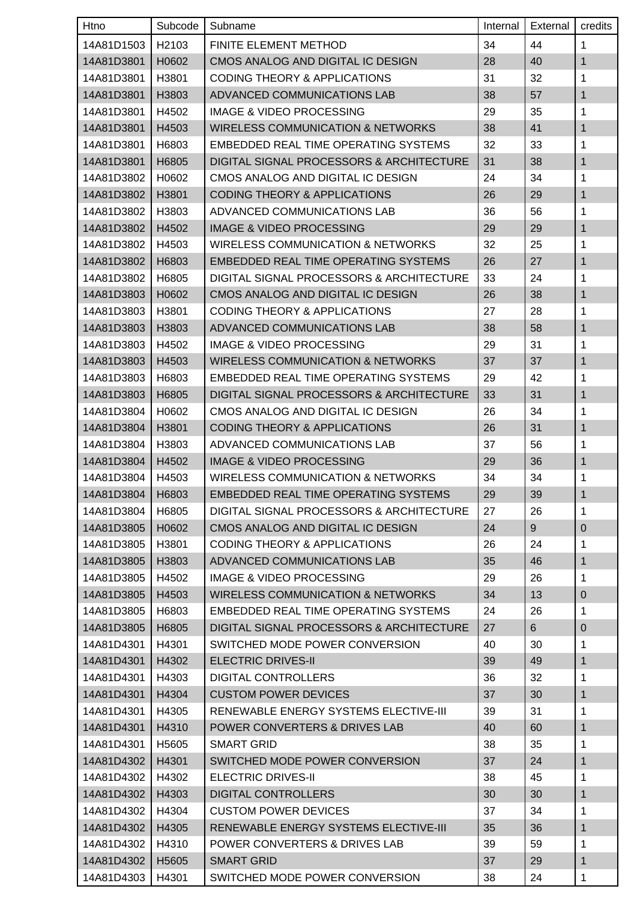| Htno | Subcode | Subname | Internal | External | credits |
|---|---|---|---|---|---|
| 14A81D1503 | H2103 | FINITE ELEMENT METHOD | 34 | 44 | 1 |
| 14A81D3801 | H0602 | CMOS ANALOG AND DIGITAL IC DESIGN | 28 | 40 | 1 |
| 14A81D3801 | H3801 | CODING THEORY & APPLICATIONS | 31 | 32 | 1 |
| 14A81D3801 | H3803 | ADVANCED COMMUNICATIONS LAB | 38 | 57 | 1 |
| 14A81D3801 | H4502 | IMAGE & VIDEO PROCESSING | 29 | 35 | 1 |
| 14A81D3801 | H4503 | WIRELESS COMMUNICATION & NETWORKS | 38 | 41 | 1 |
| 14A81D3801 | H6803 | EMBEDDED REAL TIME OPERATING SYSTEMS | 32 | 33 | 1 |
| 14A81D3801 | H6805 | DIGITAL SIGNAL PROCESSORS & ARCHITECTURE | 31 | 38 | 1 |
| 14A81D3802 | H0602 | CMOS ANALOG AND DIGITAL IC DESIGN | 24 | 34 | 1 |
| 14A81D3802 | H3801 | CODING THEORY & APPLICATIONS | 26 | 29 | 1 |
| 14A81D3802 | H3803 | ADVANCED COMMUNICATIONS LAB | 36 | 56 | 1 |
| 14A81D3802 | H4502 | IMAGE & VIDEO PROCESSING | 29 | 29 | 1 |
| 14A81D3802 | H4503 | WIRELESS COMMUNICATION & NETWORKS | 32 | 25 | 1 |
| 14A81D3802 | H6803 | EMBEDDED REAL TIME OPERATING SYSTEMS | 26 | 27 | 1 |
| 14A81D3802 | H6805 | DIGITAL SIGNAL PROCESSORS & ARCHITECTURE | 33 | 24 | 1 |
| 14A81D3803 | H0602 | CMOS ANALOG AND DIGITAL IC DESIGN | 26 | 38 | 1 |
| 14A81D3803 | H3801 | CODING THEORY & APPLICATIONS | 27 | 28 | 1 |
| 14A81D3803 | H3803 | ADVANCED COMMUNICATIONS LAB | 38 | 58 | 1 |
| 14A81D3803 | H4502 | IMAGE & VIDEO PROCESSING | 29 | 31 | 1 |
| 14A81D3803 | H4503 | WIRELESS COMMUNICATION & NETWORKS | 37 | 37 | 1 |
| 14A81D3803 | H6803 | EMBEDDED REAL TIME OPERATING SYSTEMS | 29 | 42 | 1 |
| 14A81D3803 | H6805 | DIGITAL SIGNAL PROCESSORS & ARCHITECTURE | 33 | 31 | 1 |
| 14A81D3804 | H0602 | CMOS ANALOG AND DIGITAL IC DESIGN | 26 | 34 | 1 |
| 14A81D3804 | H3801 | CODING THEORY & APPLICATIONS | 26 | 31 | 1 |
| 14A81D3804 | H3803 | ADVANCED COMMUNICATIONS LAB | 37 | 56 | 1 |
| 14A81D3804 | H4502 | IMAGE & VIDEO PROCESSING | 29 | 36 | 1 |
| 14A81D3804 | H4503 | WIRELESS COMMUNICATION & NETWORKS | 34 | 34 | 1 |
| 14A81D3804 | H6803 | EMBEDDED REAL TIME OPERATING SYSTEMS | 29 | 39 | 1 |
| 14A81D3804 | H6805 | DIGITAL SIGNAL PROCESSORS & ARCHITECTURE | 27 | 26 | 1 |
| 14A81D3805 | H0602 | CMOS ANALOG AND DIGITAL IC DESIGN | 24 | 9 | 0 |
| 14A81D3805 | H3801 | CODING THEORY & APPLICATIONS | 26 | 24 | 1 |
| 14A81D3805 | H3803 | ADVANCED COMMUNICATIONS LAB | 35 | 46 | 1 |
| 14A81D3805 | H4502 | IMAGE & VIDEO PROCESSING | 29 | 26 | 1 |
| 14A81D3805 | H4503 | WIRELESS COMMUNICATION & NETWORKS | 34 | 13 | 0 |
| 14A81D3805 | H6803 | EMBEDDED REAL TIME OPERATING SYSTEMS | 24 | 26 | 1 |
| 14A81D3805 | H6805 | DIGITAL SIGNAL PROCESSORS & ARCHITECTURE | 27 | 6 | 0 |
| 14A81D4301 | H4301 | SWITCHED MODE POWER CONVERSION | 40 | 30 | 1 |
| 14A81D4301 | H4302 | ELECTRIC DRIVES-II | 39 | 49 | 1 |
| 14A81D4301 | H4303 | DIGITAL CONTROLLERS | 36 | 32 | 1 |
| 14A81D4301 | H4304 | CUSTOM POWER DEVICES | 37 | 30 | 1 |
| 14A81D4301 | H4305 | RENEWABLE ENERGY SYSTEMS ELECTIVE-III | 39 | 31 | 1 |
| 14A81D4301 | H4310 | POWER CONVERTERS & DRIVES LAB | 40 | 60 | 1 |
| 14A81D4301 | H5605 | SMART GRID | 38 | 35 | 1 |
| 14A81D4302 | H4301 | SWITCHED MODE POWER CONVERSION | 37 | 24 | 1 |
| 14A81D4302 | H4302 | ELECTRIC DRIVES-II | 38 | 45 | 1 |
| 14A81D4302 | H4303 | DIGITAL CONTROLLERS | 30 | 30 | 1 |
| 14A81D4302 | H4304 | CUSTOM POWER DEVICES | 37 | 34 | 1 |
| 14A81D4302 | H4305 | RENEWABLE ENERGY SYSTEMS ELECTIVE-III | 35 | 36 | 1 |
| 14A81D4302 | H4310 | POWER CONVERTERS & DRIVES LAB | 39 | 59 | 1 |
| 14A81D4302 | H5605 | SMART GRID | 37 | 29 | 1 |
| 14A81D4303 | H4301 | SWITCHED MODE POWER CONVERSION | 38 | 24 | 1 |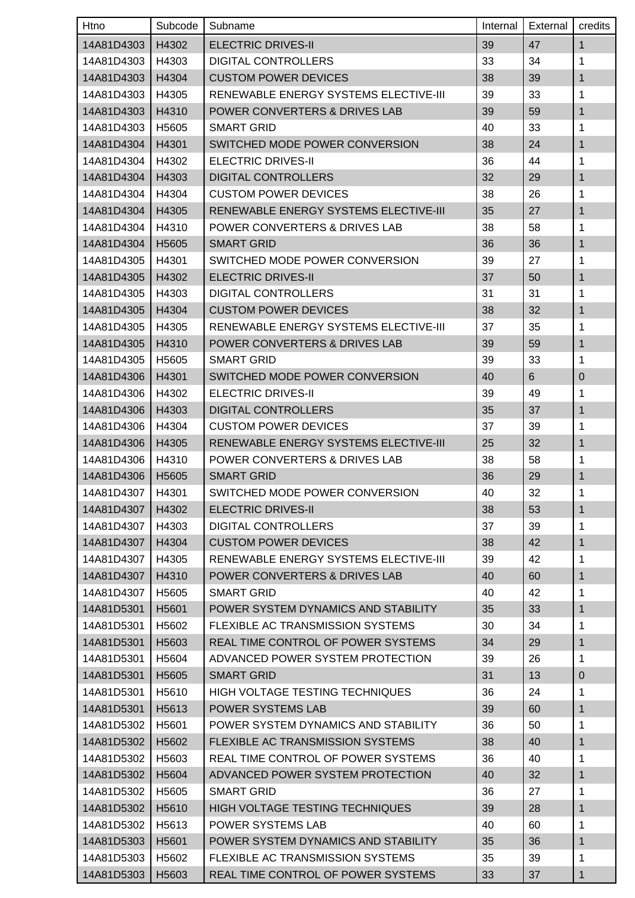| Htno | Subcode | Subname | Internal | External | credits |
|---|---|---|---|---|---|
| 14A81D4303 | H4302 | ELECTRIC DRIVES-II | 39 | 47 | 1 |
| 14A81D4303 | H4303 | DIGITAL CONTROLLERS | 33 | 34 | 1 |
| 14A81D4303 | H4304 | CUSTOM POWER DEVICES | 38 | 39 | 1 |
| 14A81D4303 | H4305 | RENEWABLE ENERGY SYSTEMS ELECTIVE-III | 39 | 33 | 1 |
| 14A81D4303 | H4310 | POWER CONVERTERS & DRIVES LAB | 39 | 59 | 1 |
| 14A81D4303 | H5605 | SMART GRID | 40 | 33 | 1 |
| 14A81D4304 | H4301 | SWITCHED MODE POWER CONVERSION | 38 | 24 | 1 |
| 14A81D4304 | H4302 | ELECTRIC DRIVES-II | 36 | 44 | 1 |
| 14A81D4304 | H4303 | DIGITAL CONTROLLERS | 32 | 29 | 1 |
| 14A81D4304 | H4304 | CUSTOM POWER DEVICES | 38 | 26 | 1 |
| 14A81D4304 | H4305 | RENEWABLE ENERGY SYSTEMS ELECTIVE-III | 35 | 27 | 1 |
| 14A81D4304 | H4310 | POWER CONVERTERS & DRIVES LAB | 38 | 58 | 1 |
| 14A81D4304 | H5605 | SMART GRID | 36 | 36 | 1 |
| 14A81D4305 | H4301 | SWITCHED MODE POWER CONVERSION | 39 | 27 | 1 |
| 14A81D4305 | H4302 | ELECTRIC DRIVES-II | 37 | 50 | 1 |
| 14A81D4305 | H4303 | DIGITAL CONTROLLERS | 31 | 31 | 1 |
| 14A81D4305 | H4304 | CUSTOM POWER DEVICES | 38 | 32 | 1 |
| 14A81D4305 | H4305 | RENEWABLE ENERGY SYSTEMS ELECTIVE-III | 37 | 35 | 1 |
| 14A81D4305 | H4310 | POWER CONVERTERS & DRIVES LAB | 39 | 59 | 1 |
| 14A81D4305 | H5605 | SMART GRID | 39 | 33 | 1 |
| 14A81D4306 | H4301 | SWITCHED MODE POWER CONVERSION | 40 | 6 | 0 |
| 14A81D4306 | H4302 | ELECTRIC DRIVES-II | 39 | 49 | 1 |
| 14A81D4306 | H4303 | DIGITAL CONTROLLERS | 35 | 37 | 1 |
| 14A81D4306 | H4304 | CUSTOM POWER DEVICES | 37 | 39 | 1 |
| 14A81D4306 | H4305 | RENEWABLE ENERGY SYSTEMS ELECTIVE-III | 25 | 32 | 1 |
| 14A81D4306 | H4310 | POWER CONVERTERS & DRIVES LAB | 38 | 58 | 1 |
| 14A81D4306 | H5605 | SMART GRID | 36 | 29 | 1 |
| 14A81D4307 | H4301 | SWITCHED MODE POWER CONVERSION | 40 | 32 | 1 |
| 14A81D4307 | H4302 | ELECTRIC DRIVES-II | 38 | 53 | 1 |
| 14A81D4307 | H4303 | DIGITAL CONTROLLERS | 37 | 39 | 1 |
| 14A81D4307 | H4304 | CUSTOM POWER DEVICES | 38 | 42 | 1 |
| 14A81D4307 | H4305 | RENEWABLE ENERGY SYSTEMS ELECTIVE-III | 39 | 42 | 1 |
| 14A81D4307 | H4310 | POWER CONVERTERS & DRIVES LAB | 40 | 60 | 1 |
| 14A81D4307 | H5605 | SMART GRID | 40 | 42 | 1 |
| 14A81D5301 | H5601 | POWER SYSTEM DYNAMICS AND STABILITY | 35 | 33 | 1 |
| 14A81D5301 | H5602 | FLEXIBLE AC TRANSMISSION SYSTEMS | 30 | 34 | 1 |
| 14A81D5301 | H5603 | REAL TIME CONTROL OF POWER SYSTEMS | 34 | 29 | 1 |
| 14A81D5301 | H5604 | ADVANCED POWER SYSTEM PROTECTION | 39 | 26 | 1 |
| 14A81D5301 | H5605 | SMART GRID | 31 | 13 | 0 |
| 14A81D5301 | H5610 | HIGH VOLTAGE TESTING TECHNIQUES | 36 | 24 | 1 |
| 14A81D5301 | H5613 | POWER SYSTEMS LAB | 39 | 60 | 1 |
| 14A81D5302 | H5601 | POWER SYSTEM DYNAMICS AND STABILITY | 36 | 50 | 1 |
| 14A81D5302 | H5602 | FLEXIBLE AC TRANSMISSION SYSTEMS | 38 | 40 | 1 |
| 14A81D5302 | H5603 | REAL TIME CONTROL OF POWER SYSTEMS | 36 | 40 | 1 |
| 14A81D5302 | H5604 | ADVANCED POWER SYSTEM PROTECTION | 40 | 32 | 1 |
| 14A81D5302 | H5605 | SMART GRID | 36 | 27 | 1 |
| 14A81D5302 | H5610 | HIGH VOLTAGE TESTING TECHNIQUES | 39 | 28 | 1 |
| 14A81D5302 | H5613 | POWER SYSTEMS LAB | 40 | 60 | 1 |
| 14A81D5303 | H5601 | POWER SYSTEM DYNAMICS AND STABILITY | 35 | 36 | 1 |
| 14A81D5303 | H5602 | FLEXIBLE AC TRANSMISSION SYSTEMS | 35 | 39 | 1 |
| 14A81D5303 | H5603 | REAL TIME CONTROL OF POWER SYSTEMS | 33 | 37 | 1 |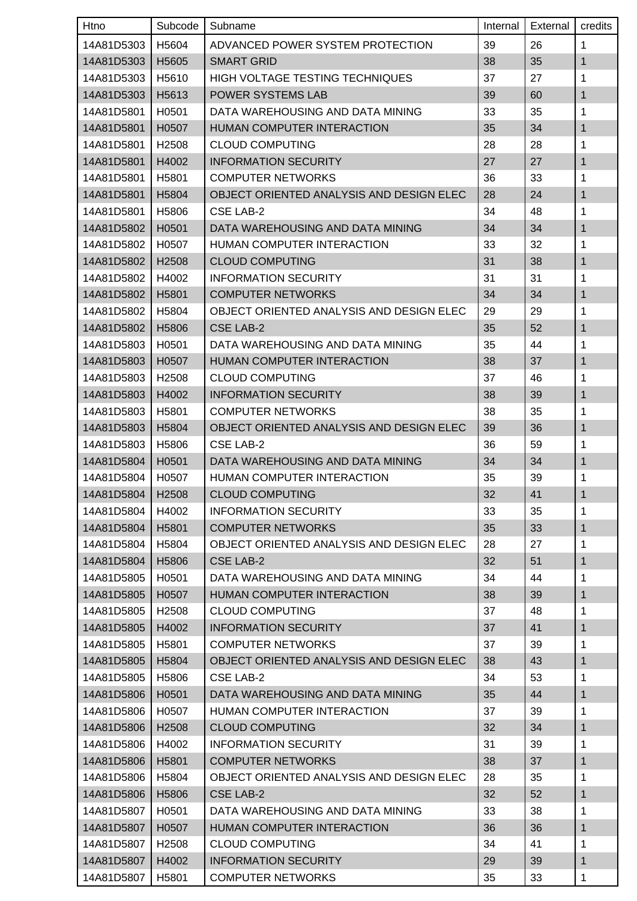| Htno | Subcode | Subname | Internal | External | credits |
|---|---|---|---|---|---|
| 14A81D5303 | H5604 | ADVANCED POWER SYSTEM PROTECTION | 39 | 26 | 1 |
| 14A81D5303 | H5605 | SMART GRID | 38 | 35 | 1 |
| 14A81D5303 | H5610 | HIGH VOLTAGE TESTING TECHNIQUES | 37 | 27 | 1 |
| 14A81D5303 | H5613 | POWER SYSTEMS LAB | 39 | 60 | 1 |
| 14A81D5801 | H0501 | DATA WAREHOUSING AND DATA MINING | 33 | 35 | 1 |
| 14A81D5801 | H0507 | HUMAN COMPUTER INTERACTION | 35 | 34 | 1 |
| 14A81D5801 | H2508 | CLOUD COMPUTING | 28 | 28 | 1 |
| 14A81D5801 | H4002 | INFORMATION SECURITY | 27 | 27 | 1 |
| 14A81D5801 | H5801 | COMPUTER NETWORKS | 36 | 33 | 1 |
| 14A81D5801 | H5804 | OBJECT ORIENTED ANALYSIS AND DESIGN ELEC | 28 | 24 | 1 |
| 14A81D5801 | H5806 | CSE LAB-2 | 34 | 48 | 1 |
| 14A81D5802 | H0501 | DATA WAREHOUSING AND DATA MINING | 34 | 34 | 1 |
| 14A81D5802 | H0507 | HUMAN COMPUTER INTERACTION | 33 | 32 | 1 |
| 14A81D5802 | H2508 | CLOUD COMPUTING | 31 | 38 | 1 |
| 14A81D5802 | H4002 | INFORMATION SECURITY | 31 | 31 | 1 |
| 14A81D5802 | H5801 | COMPUTER NETWORKS | 34 | 34 | 1 |
| 14A81D5802 | H5804 | OBJECT ORIENTED ANALYSIS AND DESIGN ELEC | 29 | 29 | 1 |
| 14A81D5802 | H5806 | CSE LAB-2 | 35 | 52 | 1 |
| 14A81D5803 | H0501 | DATA WAREHOUSING AND DATA MINING | 35 | 44 | 1 |
| 14A81D5803 | H0507 | HUMAN COMPUTER INTERACTION | 38 | 37 | 1 |
| 14A81D5803 | H2508 | CLOUD COMPUTING | 37 | 46 | 1 |
| 14A81D5803 | H4002 | INFORMATION SECURITY | 38 | 39 | 1 |
| 14A81D5803 | H5801 | COMPUTER NETWORKS | 38 | 35 | 1 |
| 14A81D5803 | H5804 | OBJECT ORIENTED ANALYSIS AND DESIGN ELEC | 39 | 36 | 1 |
| 14A81D5803 | H5806 | CSE LAB-2 | 36 | 59 | 1 |
| 14A81D5804 | H0501 | DATA WAREHOUSING AND DATA MINING | 34 | 34 | 1 |
| 14A81D5804 | H0507 | HUMAN COMPUTER INTERACTION | 35 | 39 | 1 |
| 14A81D5804 | H2508 | CLOUD COMPUTING | 32 | 41 | 1 |
| 14A81D5804 | H4002 | INFORMATION SECURITY | 33 | 35 | 1 |
| 14A81D5804 | H5801 | COMPUTER NETWORKS | 35 | 33 | 1 |
| 14A81D5804 | H5804 | OBJECT ORIENTED ANALYSIS AND DESIGN ELEC | 28 | 27 | 1 |
| 14A81D5804 | H5806 | CSE LAB-2 | 32 | 51 | 1 |
| 14A81D5805 | H0501 | DATA WAREHOUSING AND DATA MINING | 34 | 44 | 1 |
| 14A81D5805 | H0507 | HUMAN COMPUTER INTERACTION | 38 | 39 | 1 |
| 14A81D5805 | H2508 | CLOUD COMPUTING | 37 | 48 | 1 |
| 14A81D5805 | H4002 | INFORMATION SECURITY | 37 | 41 | 1 |
| 14A81D5805 | H5801 | COMPUTER NETWORKS | 37 | 39 | 1 |
| 14A81D5805 | H5804 | OBJECT ORIENTED ANALYSIS AND DESIGN ELEC | 38 | 43 | 1 |
| 14A81D5805 | H5806 | CSE LAB-2 | 34 | 53 | 1 |
| 14A81D5806 | H0501 | DATA WAREHOUSING AND DATA MINING | 35 | 44 | 1 |
| 14A81D5806 | H0507 | HUMAN COMPUTER INTERACTION | 37 | 39 | 1 |
| 14A81D5806 | H2508 | CLOUD COMPUTING | 32 | 34 | 1 |
| 14A81D5806 | H4002 | INFORMATION SECURITY | 31 | 39 | 1 |
| 14A81D5806 | H5801 | COMPUTER NETWORKS | 38 | 37 | 1 |
| 14A81D5806 | H5804 | OBJECT ORIENTED ANALYSIS AND DESIGN ELEC | 28 | 35 | 1 |
| 14A81D5806 | H5806 | CSE LAB-2 | 32 | 52 | 1 |
| 14A81D5807 | H0501 | DATA WAREHOUSING AND DATA MINING | 33 | 38 | 1 |
| 14A81D5807 | H0507 | HUMAN COMPUTER INTERACTION | 36 | 36 | 1 |
| 14A81D5807 | H2508 | CLOUD COMPUTING | 34 | 41 | 1 |
| 14A81D5807 | H4002 | INFORMATION SECURITY | 29 | 39 | 1 |
| 14A81D5807 | H5801 | COMPUTER NETWORKS | 35 | 33 | 1 |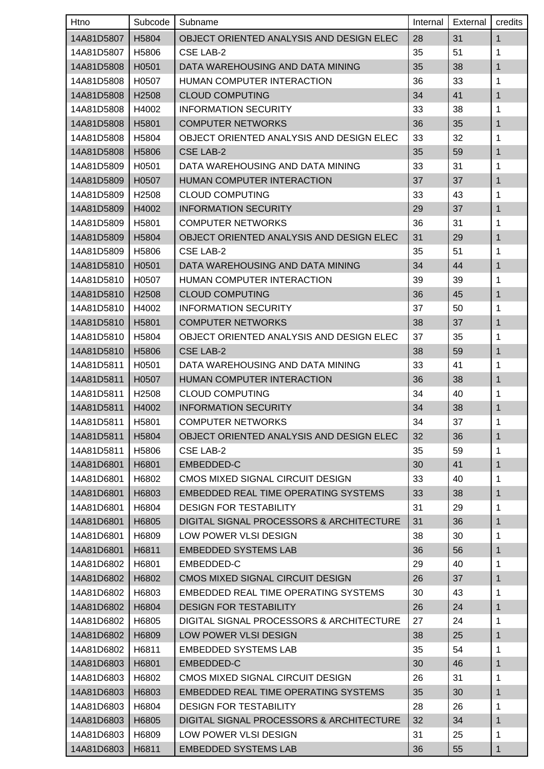| Htno | Subcode | Subname | Internal | External | credits |
|---|---|---|---|---|---|
| 14A81D5807 | H5804 | OBJECT ORIENTED ANALYSIS AND DESIGN ELEC | 28 | 31 | 1 |
| 14A81D5807 | H5806 | CSE LAB-2 | 35 | 51 | 1 |
| 14A81D5808 | H0501 | DATA WAREHOUSING AND DATA MINING | 35 | 38 | 1 |
| 14A81D5808 | H0507 | HUMAN COMPUTER INTERACTION | 36 | 33 | 1 |
| 14A81D5808 | H2508 | CLOUD COMPUTING | 34 | 41 | 1 |
| 14A81D5808 | H4002 | INFORMATION SECURITY | 33 | 38 | 1 |
| 14A81D5808 | H5801 | COMPUTER NETWORKS | 36 | 35 | 1 |
| 14A81D5808 | H5804 | OBJECT ORIENTED ANALYSIS AND DESIGN ELEC | 33 | 32 | 1 |
| 14A81D5808 | H5806 | CSE LAB-2 | 35 | 59 | 1 |
| 14A81D5809 | H0501 | DATA WAREHOUSING AND DATA MINING | 33 | 31 | 1 |
| 14A81D5809 | H0507 | HUMAN COMPUTER INTERACTION | 37 | 37 | 1 |
| 14A81D5809 | H2508 | CLOUD COMPUTING | 33 | 43 | 1 |
| 14A81D5809 | H4002 | INFORMATION SECURITY | 29 | 37 | 1 |
| 14A81D5809 | H5801 | COMPUTER NETWORKS | 36 | 31 | 1 |
| 14A81D5809 | H5804 | OBJECT ORIENTED ANALYSIS AND DESIGN ELEC | 31 | 29 | 1 |
| 14A81D5809 | H5806 | CSE LAB-2 | 35 | 51 | 1 |
| 14A81D5810 | H0501 | DATA WAREHOUSING AND DATA MINING | 34 | 44 | 1 |
| 14A81D5810 | H0507 | HUMAN COMPUTER INTERACTION | 39 | 39 | 1 |
| 14A81D5810 | H2508 | CLOUD COMPUTING | 36 | 45 | 1 |
| 14A81D5810 | H4002 | INFORMATION SECURITY | 37 | 50 | 1 |
| 14A81D5810 | H5801 | COMPUTER NETWORKS | 38 | 37 | 1 |
| 14A81D5810 | H5804 | OBJECT ORIENTED ANALYSIS AND DESIGN ELEC | 37 | 35 | 1 |
| 14A81D5810 | H5806 | CSE LAB-2 | 38 | 59 | 1 |
| 14A81D5811 | H0501 | DATA WAREHOUSING AND DATA MINING | 33 | 41 | 1 |
| 14A81D5811 | H0507 | HUMAN COMPUTER INTERACTION | 36 | 38 | 1 |
| 14A81D5811 | H2508 | CLOUD COMPUTING | 34 | 40 | 1 |
| 14A81D5811 | H4002 | INFORMATION SECURITY | 34 | 38 | 1 |
| 14A81D5811 | H5801 | COMPUTER NETWORKS | 34 | 37 | 1 |
| 14A81D5811 | H5804 | OBJECT ORIENTED ANALYSIS AND DESIGN ELEC | 32 | 36 | 1 |
| 14A81D5811 | H5806 | CSE LAB-2 | 35 | 59 | 1 |
| 14A81D6801 | H6801 | EMBEDDED-C | 30 | 41 | 1 |
| 14A81D6801 | H6802 | CMOS MIXED SIGNAL CIRCUIT DESIGN | 33 | 40 | 1 |
| 14A81D6801 | H6803 | EMBEDDED REAL TIME OPERATING SYSTEMS | 33 | 38 | 1 |
| 14A81D6801 | H6804 | DESIGN FOR TESTABILITY | 31 | 29 | 1 |
| 14A81D6801 | H6805 | DIGITAL SIGNAL PROCESSORS & ARCHITECTURE | 31 | 36 | 1 |
| 14A81D6801 | H6809 | LOW POWER VLSI DESIGN | 38 | 30 | 1 |
| 14A81D6801 | H6811 | EMBEDDED SYSTEMS LAB | 36 | 56 | 1 |
| 14A81D6802 | H6801 | EMBEDDED-C | 29 | 40 | 1 |
| 14A81D6802 | H6802 | CMOS MIXED SIGNAL CIRCUIT DESIGN | 26 | 37 | 1 |
| 14A81D6802 | H6803 | EMBEDDED REAL TIME OPERATING SYSTEMS | 30 | 43 | 1 |
| 14A81D6802 | H6804 | DESIGN FOR TESTABILITY | 26 | 24 | 1 |
| 14A81D6802 | H6805 | DIGITAL SIGNAL PROCESSORS & ARCHITECTURE | 27 | 24 | 1 |
| 14A81D6802 | H6809 | LOW POWER VLSI DESIGN | 38 | 25 | 1 |
| 14A81D6802 | H6811 | EMBEDDED SYSTEMS LAB | 35 | 54 | 1 |
| 14A81D6803 | H6801 | EMBEDDED-C | 30 | 46 | 1 |
| 14A81D6803 | H6802 | CMOS MIXED SIGNAL CIRCUIT DESIGN | 26 | 31 | 1 |
| 14A81D6803 | H6803 | EMBEDDED REAL TIME OPERATING SYSTEMS | 35 | 30 | 1 |
| 14A81D6803 | H6804 | DESIGN FOR TESTABILITY | 28 | 26 | 1 |
| 14A81D6803 | H6805 | DIGITAL SIGNAL PROCESSORS & ARCHITECTURE | 32 | 34 | 1 |
| 14A81D6803 | H6809 | LOW POWER VLSI DESIGN | 31 | 25 | 1 |
| 14A81D6803 | H6811 | EMBEDDED SYSTEMS LAB | 36 | 55 | 1 |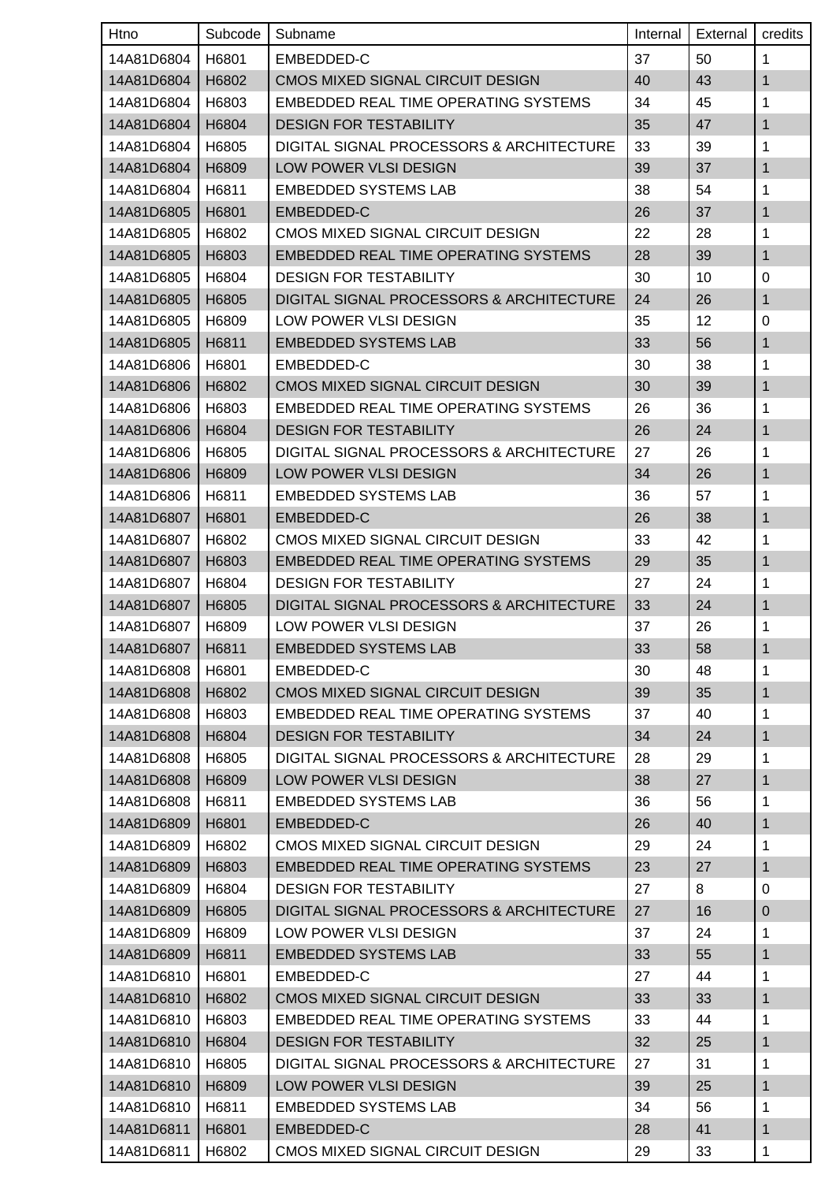| Htno | Subcode | Subname | Internal | External | credits |
|---|---|---|---|---|---|
| 14A81D6804 | H6801 | EMBEDDED-C | 37 | 50 | 1 |
| 14A81D6804 | H6802 | CMOS MIXED SIGNAL CIRCUIT DESIGN | 40 | 43 | 1 |
| 14A81D6804 | H6803 | EMBEDDED REAL TIME OPERATING SYSTEMS | 34 | 45 | 1 |
| 14A81D6804 | H6804 | DESIGN FOR TESTABILITY | 35 | 47 | 1 |
| 14A81D6804 | H6805 | DIGITAL SIGNAL PROCESSORS & ARCHITECTURE | 33 | 39 | 1 |
| 14A81D6804 | H6809 | LOW POWER VLSI DESIGN | 39 | 37 | 1 |
| 14A81D6804 | H6811 | EMBEDDED SYSTEMS LAB | 38 | 54 | 1 |
| 14A81D6805 | H6801 | EMBEDDED-C | 26 | 37 | 1 |
| 14A81D6805 | H6802 | CMOS MIXED SIGNAL CIRCUIT DESIGN | 22 | 28 | 1 |
| 14A81D6805 | H6803 | EMBEDDED REAL TIME OPERATING SYSTEMS | 28 | 39 | 1 |
| 14A81D6805 | H6804 | DESIGN FOR TESTABILITY | 30 | 10 | 0 |
| 14A81D6805 | H6805 | DIGITAL SIGNAL PROCESSORS & ARCHITECTURE | 24 | 26 | 1 |
| 14A81D6805 | H6809 | LOW POWER VLSI DESIGN | 35 | 12 | 0 |
| 14A81D6805 | H6811 | EMBEDDED SYSTEMS LAB | 33 | 56 | 1 |
| 14A81D6806 | H6801 | EMBEDDED-C | 30 | 38 | 1 |
| 14A81D6806 | H6802 | CMOS MIXED SIGNAL CIRCUIT DESIGN | 30 | 39 | 1 |
| 14A81D6806 | H6803 | EMBEDDED REAL TIME OPERATING SYSTEMS | 26 | 36 | 1 |
| 14A81D6806 | H6804 | DESIGN FOR TESTABILITY | 26 | 24 | 1 |
| 14A81D6806 | H6805 | DIGITAL SIGNAL PROCESSORS & ARCHITECTURE | 27 | 26 | 1 |
| 14A81D6806 | H6809 | LOW POWER VLSI DESIGN | 34 | 26 | 1 |
| 14A81D6806 | H6811 | EMBEDDED SYSTEMS LAB | 36 | 57 | 1 |
| 14A81D6807 | H6801 | EMBEDDED-C | 26 | 38 | 1 |
| 14A81D6807 | H6802 | CMOS MIXED SIGNAL CIRCUIT DESIGN | 33 | 42 | 1 |
| 14A81D6807 | H6803 | EMBEDDED REAL TIME OPERATING SYSTEMS | 29 | 35 | 1 |
| 14A81D6807 | H6804 | DESIGN FOR TESTABILITY | 27 | 24 | 1 |
| 14A81D6807 | H6805 | DIGITAL SIGNAL PROCESSORS & ARCHITECTURE | 33 | 24 | 1 |
| 14A81D6807 | H6809 | LOW POWER VLSI DESIGN | 37 | 26 | 1 |
| 14A81D6807 | H6811 | EMBEDDED SYSTEMS LAB | 33 | 58 | 1 |
| 14A81D6808 | H6801 | EMBEDDED-C | 30 | 48 | 1 |
| 14A81D6808 | H6802 | CMOS MIXED SIGNAL CIRCUIT DESIGN | 39 | 35 | 1 |
| 14A81D6808 | H6803 | EMBEDDED REAL TIME OPERATING SYSTEMS | 37 | 40 | 1 |
| 14A81D6808 | H6804 | DESIGN FOR TESTABILITY | 34 | 24 | 1 |
| 14A81D6808 | H6805 | DIGITAL SIGNAL PROCESSORS & ARCHITECTURE | 28 | 29 | 1 |
| 14A81D6808 | H6809 | LOW POWER VLSI DESIGN | 38 | 27 | 1 |
| 14A81D6808 | H6811 | EMBEDDED SYSTEMS LAB | 36 | 56 | 1 |
| 14A81D6809 | H6801 | EMBEDDED-C | 26 | 40 | 1 |
| 14A81D6809 | H6802 | CMOS MIXED SIGNAL CIRCUIT DESIGN | 29 | 24 | 1 |
| 14A81D6809 | H6803 | EMBEDDED REAL TIME OPERATING SYSTEMS | 23 | 27 | 1 |
| 14A81D6809 | H6804 | DESIGN FOR TESTABILITY | 27 | 8 | 0 |
| 14A81D6809 | H6805 | DIGITAL SIGNAL PROCESSORS & ARCHITECTURE | 27 | 16 | 0 |
| 14A81D6809 | H6809 | LOW POWER VLSI DESIGN | 37 | 24 | 1 |
| 14A81D6809 | H6811 | EMBEDDED SYSTEMS LAB | 33 | 55 | 1 |
| 14A81D6810 | H6801 | EMBEDDED-C | 27 | 44 | 1 |
| 14A81D6810 | H6802 | CMOS MIXED SIGNAL CIRCUIT DESIGN | 33 | 33 | 1 |
| 14A81D6810 | H6803 | EMBEDDED REAL TIME OPERATING SYSTEMS | 33 | 44 | 1 |
| 14A81D6810 | H6804 | DESIGN FOR TESTABILITY | 32 | 25 | 1 |
| 14A81D6810 | H6805 | DIGITAL SIGNAL PROCESSORS & ARCHITECTURE | 27 | 31 | 1 |
| 14A81D6810 | H6809 | LOW POWER VLSI DESIGN | 39 | 25 | 1 |
| 14A81D6810 | H6811 | EMBEDDED SYSTEMS LAB | 34 | 56 | 1 |
| 14A81D6811 | H6801 | EMBEDDED-C | 28 | 41 | 1 |
| 14A81D6811 | H6802 | CMOS MIXED SIGNAL CIRCUIT DESIGN | 29 | 33 | 1 |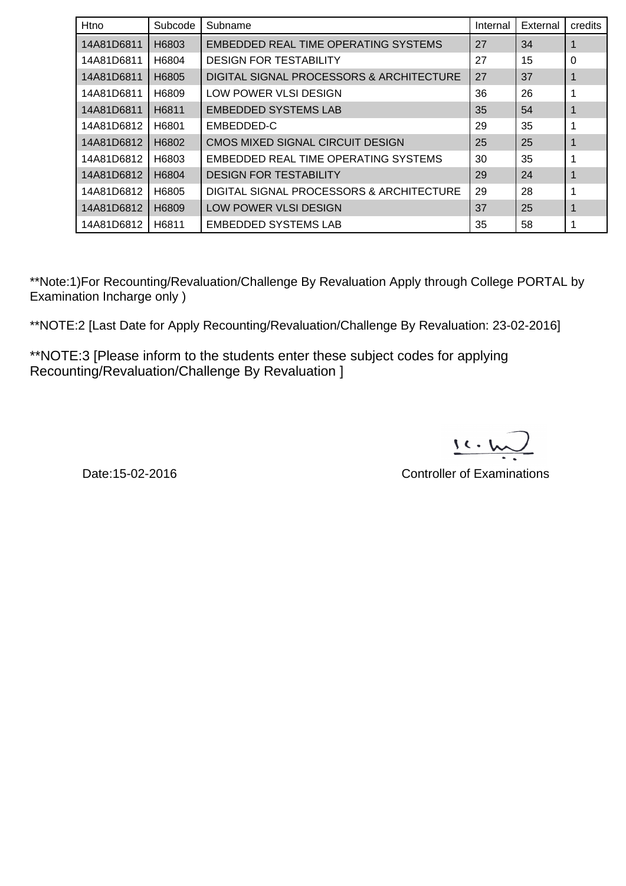| Htno | Subcode | Subname | Internal | External | credits |
|---|---|---|---|---|---|
| 14A81D6811 | H6803 | EMBEDDED REAL TIME OPERATING SYSTEMS | 27 | 34 | 1 |
| 14A81D6811 | H6804 | DESIGN FOR TESTABILITY | 27 | 15 | 0 |
| 14A81D6811 | H6805 | DIGITAL SIGNAL PROCESSORS & ARCHITECTURE | 27 | 37 | 1 |
| 14A81D6811 | H6809 | LOW POWER VLSI DESIGN | 36 | 26 | 1 |
| 14A81D6811 | H6811 | EMBEDDED SYSTEMS LAB | 35 | 54 | 1 |
| 14A81D6812 | H6801 | EMBEDDED-C | 29 | 35 | 1 |
| 14A81D6812 | H6802 | CMOS MIXED SIGNAL CIRCUIT DESIGN | 25 | 25 | 1 |
| 14A81D6812 | H6803 | EMBEDDED REAL TIME OPERATING SYSTEMS | 30 | 35 | 1 |
| 14A81D6812 | H6804 | DESIGN FOR TESTABILITY | 29 | 24 | 1 |
| 14A81D6812 | H6805 | DIGITAL SIGNAL PROCESSORS & ARCHITECTURE | 29 | 28 | 1 |
| 14A81D6812 | H6809 | LOW POWER VLSI DESIGN | 37 | 25 | 1 |
| 14A81D6812 | H6811 | EMBEDDED SYSTEMS LAB | 35 | 58 | 1 |

**Note:1)For Recounting/Revaluation/Challenge By Revaluation Apply through College PORTAL by Examination Incharge only )

**NOTE:2 [Last Date for Apply Recounting/Revaluation/Challenge By Revaluation: 23-02-2016]

**NOTE:3 [Please inform to the students enter these subject codes for applying Recounting/Revaluation/Challenge By Revaluation ]

Date:15-02-2016

Controller of Examinations